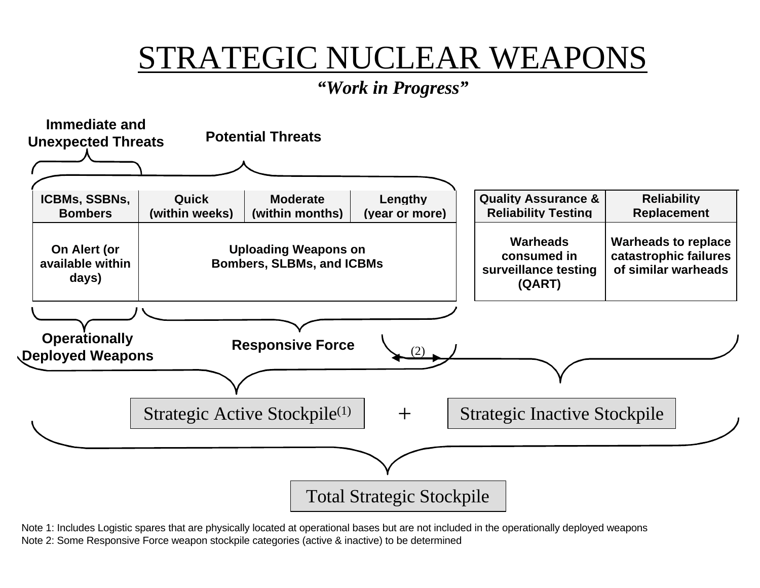# STRATEGIC NUCLEAR WEAPONS

***"Work in Progress"***

**Immediate and Unexpected Threats** | **Potential Threats**

| ICBMs, SSBNs, Bombers | Quick (within weeks) | Moderate (within months) | Lengthy (year or more) |
|---|---|---|---|
| On Alert (or available within days) | Uploading Weapons on Bombers, SLBMs, and ICBMs | | |

| Quality Assurance & Reliability Testing | Reliability Replacement |
|---|---|
| Warheads consumed in surveillance testing (QART) | Warheads to replace catastrophic failures of similar warheads |

**Operationally Deployed Weapons** | **Responsive Force** (2)

Strategic Active Stockpile(1) + Strategic Inactive Stockpile

Total Strategic Stockpile

Note 1: Includes Logistic spares that are physically located at operational bases but are not included in the operationally deployed weapons

Note 2: Some Responsive Force weapon stockpile categories (active & inactive) to be determined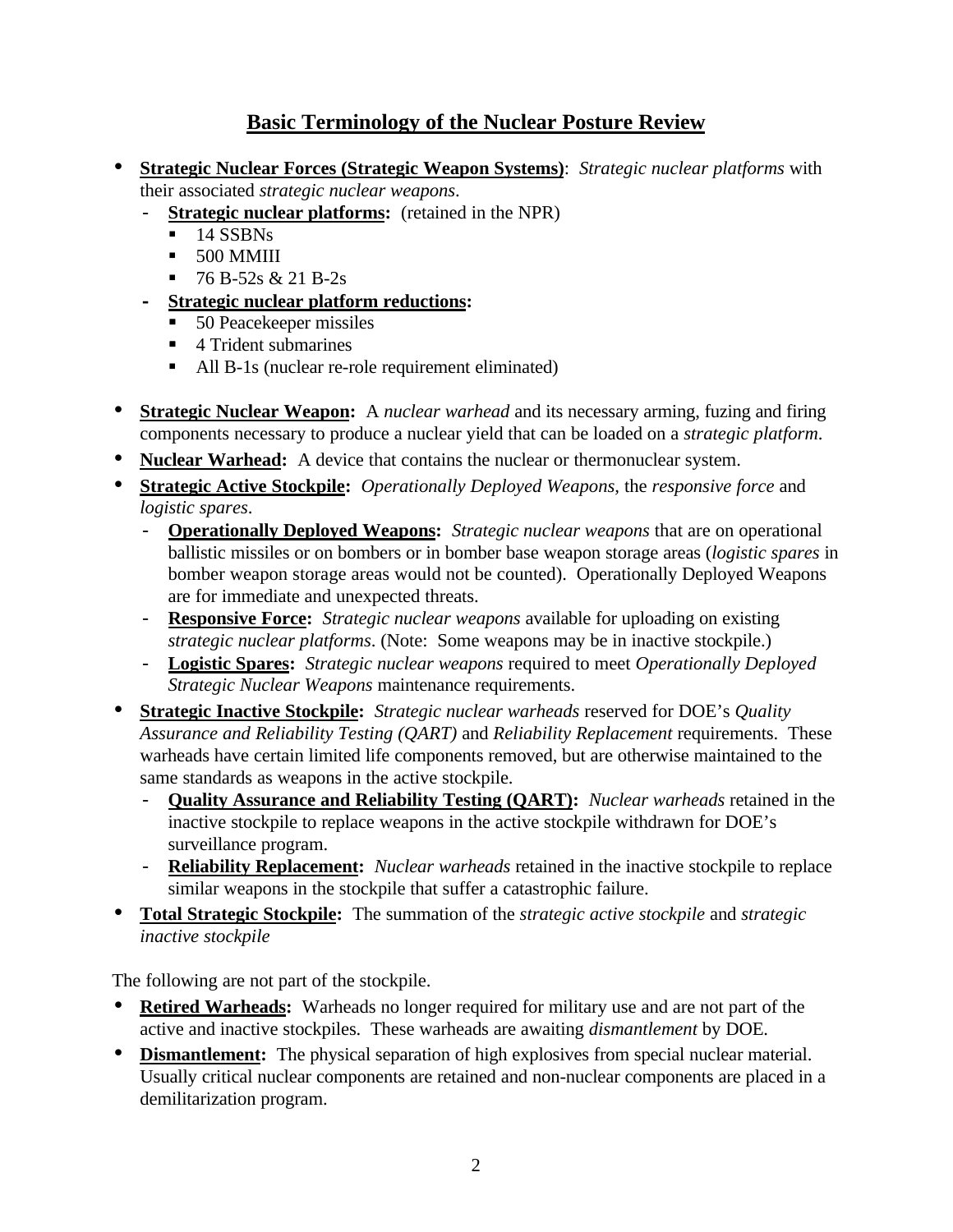## Basic Terminology of the Nuclear Posture Review

- **Strategic Nuclear Forces (Strategic Weapon Systems)**: *Strategic nuclear platforms* with their associated *strategic nuclear weapons*.
  - **Strategic nuclear platforms:** (retained in the NPR)
    - 14 SSBNs
    - 500 MMIII
    - 76 B-52s & 21 B-2s
  - **Strategic nuclear platform reductions:**
    - 50 Peacekeeper missiles
    - 4 Trident submarines
    - All B-1s (nuclear re-role requirement eliminated)

- **Strategic Nuclear Weapon:** A *nuclear warhead* and its necessary arming, fuzing and firing components necessary to produce a nuclear yield that can be loaded on a *strategic platform*.
- **Nuclear Warhead:** A device that contains the nuclear or thermonuclear system.
- **Strategic Active Stockpile:** *Operationally Deployed Weapons,* the *responsive force* and *logistic spares*.
  - **Operationally Deployed Weapons:** *Strategic nuclear weapons* that are on operational ballistic missiles or on bombers or in bomber base weapon storage areas (*logistic spares* in bomber weapon storage areas would not be counted). Operationally Deployed Weapons are for immediate and unexpected threats.
  - **Responsive Force:** *Strategic nuclear weapons* available for uploading on existing *strategic nuclear platforms*. (Note: Some weapons may be in inactive stockpile.)
  - **Logistic Spares:** *Strategic nuclear weapons* required to meet *Operationally Deployed Strategic Nuclear Weapons* maintenance requirements.
- **Strategic Inactive Stockpile:** *Strategic nuclear warheads* reserved for DOE's *Quality Assurance and Reliability Testing (QART)* and *Reliability Replacement* requirements. These warheads have certain limited life components removed, but are otherwise maintained to the same standards as weapons in the active stockpile.
  - **Quality Assurance and Reliability Testing (QART):** *Nuclear warheads* retained in the inactive stockpile to replace weapons in the active stockpile withdrawn for DOE's surveillance program.
  - **Reliability Replacement:** *Nuclear warheads* retained in the inactive stockpile to replace similar weapons in the stockpile that suffer a catastrophic failure.
- **Total Strategic Stockpile:** The summation of the *strategic active stockpile* and *strategic inactive stockpile*

The following are not part of the stockpile.

- **Retired Warheads:** Warheads no longer required for military use and are not part of the active and inactive stockpiles. These warheads are awaiting *dismantlement* by DOE.
- **Dismantlement:** The physical separation of high explosives from special nuclear material. Usually critical nuclear components are retained and non-nuclear components are placed in a demilitarization program.